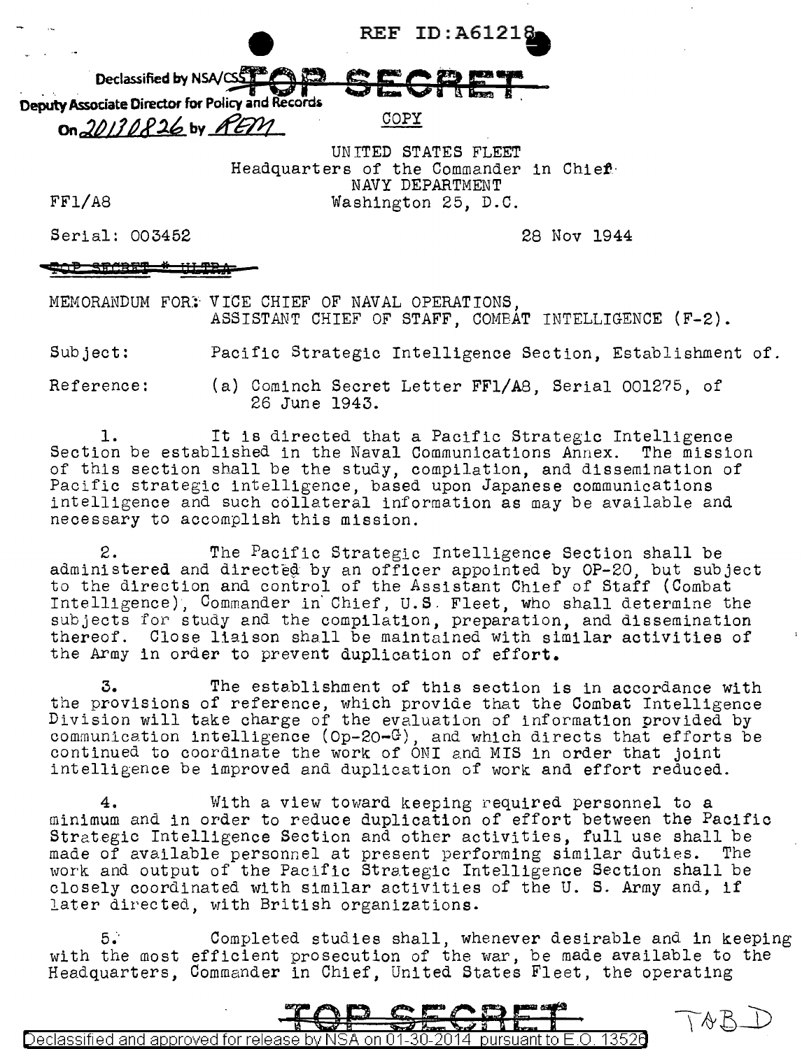REF ID:A61218

Declassified by NSA/CSS
Deputy Associate Director for Policy and Records
On 20130826 by REM

**TOP SECRET**

COPY

UNITED STATES FLEET
Headquarters of the Commander in Chief
NAVY DEPARTMENT
Washington 25, D.C.

FF1/A8

Serial: 003452

28 Nov 1944

~~TOP SECRET - ULTRA~~

MEMORANDUM FOR: VICE CHIEF OF NAVAL OPERATIONS,
ASSISTANT CHIEF OF STAFF, COMBAT INTELLIGENCE (F-2).

Subject: Pacific Strategic Intelligence Section, Establishment of.

Reference: (a) Cominch Secret Letter FF1/A8, Serial 001275, of 26 June 1943.

1. It is directed that a Pacific Strategic Intelligence Section be established in the Naval Communications Annex. The mission of this section shall be the study, compilation, and dissemination of Pacific strategic intelligence, based upon Japanese communications intelligence and such collateral information as may be available and necessary to accomplish this mission.

2. The Pacific Strategic Intelligence Section shall be administered and directed by an officer appointed by OP-20, but subject to the direction and control of the Assistant Chief of Staff (Combat Intelligence), Commander in Chief, U.S. Fleet, who shall determine the subjects for study and the compilation, preparation, and dissemination thereof. Close liaison shall be maintained with similar activities of the Army in order to prevent duplication of effort.

3. The establishment of this section is in accordance with the provisions of reference, which provide that the Combat Intelligence Division will take charge of the evaluation of information provided by communication intelligence (Op-20-G), and which directs that efforts be continued to coordinate the work of ONI and MIS in order that joint intelligence be improved and duplication of work and effort reduced.

4. With a view toward keeping required personnel to a minimum and in order to reduce duplication of effort between the Pacific Strategic Intelligence Section and other activities, full use shall be made of available personnel at present performing similar duties. The work and output of the Pacific Strategic Intelligence Section shall be closely coordinated with similar activities of the U. S. Army and, if later directed, with British organizations.

5. Completed studies shall, whenever desirable and in keeping with the most efficient prosecution of the war, be made available to the Headquarters, Commander in Chief, United States Fleet, the operating

**TOP SECRET**

TAB D

Declassified and approved for release by NSA on 01-30-2014 pursuant to E.O. 13526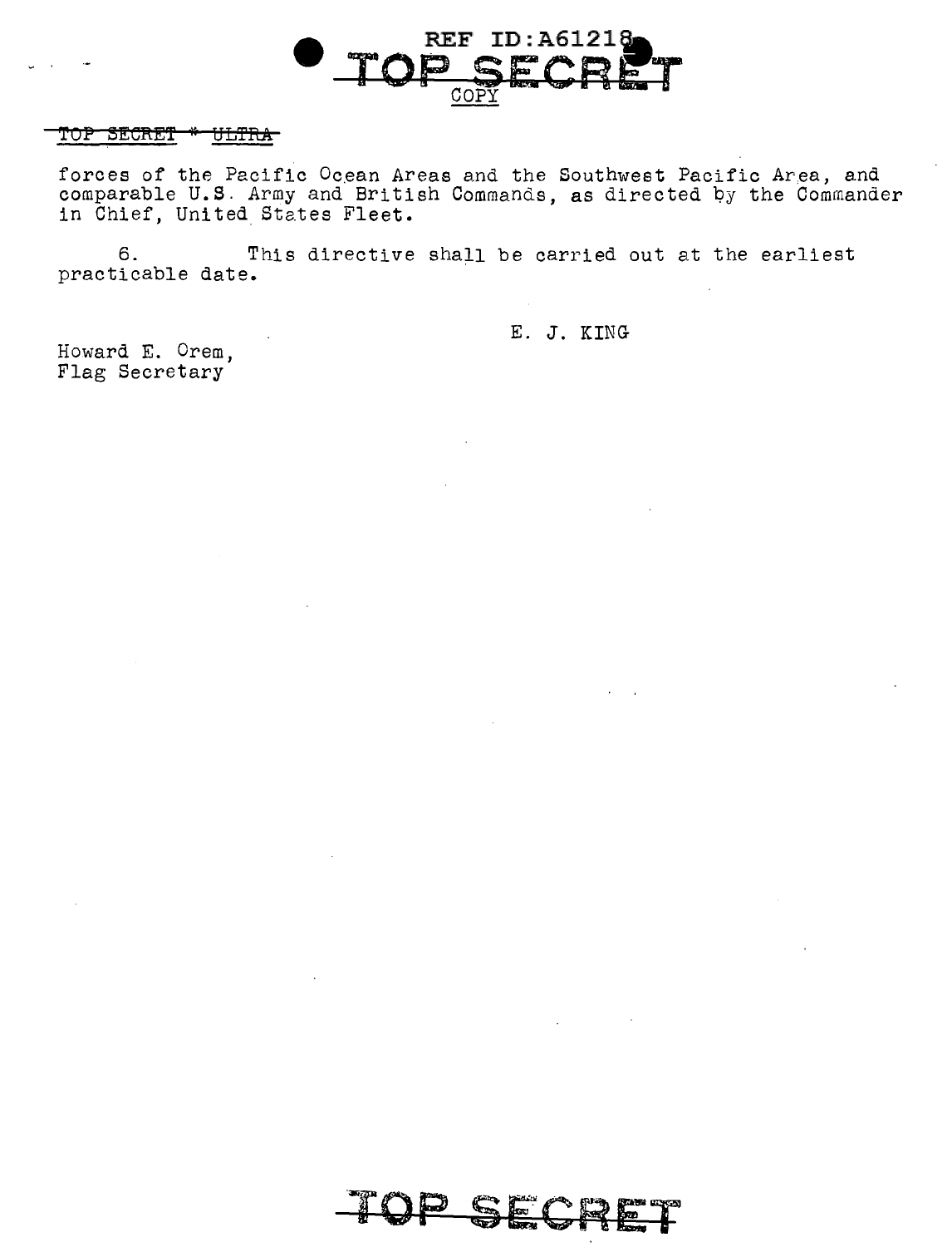TOP SECRET * ULTRA

forces of the Pacific Ocean Areas and the Southwest Pacific Area, and comparable U.S. Army and British Commands, as directed by the Commander in Chief, United States Fleet.

6. This directive shall be carried out at the earliest practicable date.

E. J. KING

Howard E. Orem,
Flag Secretary